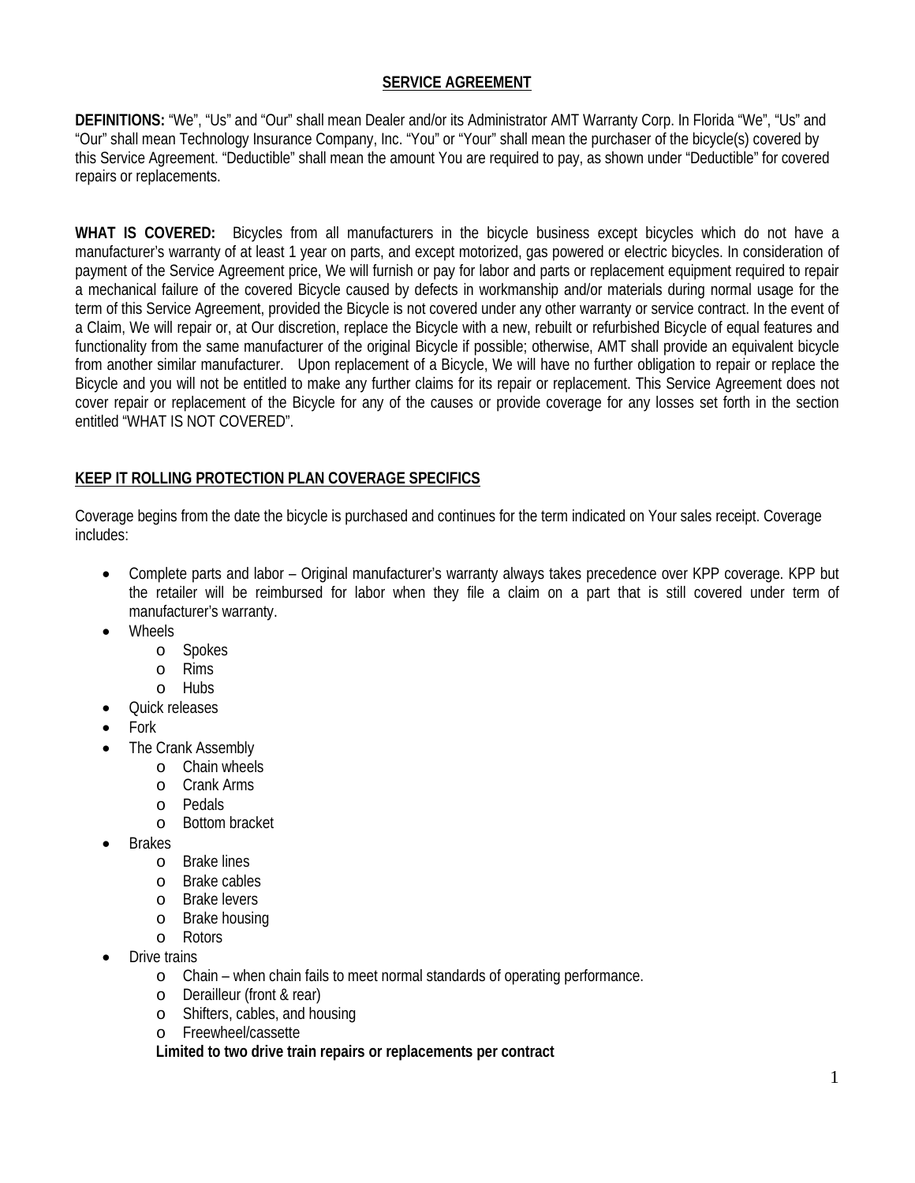# SERVICE AGREEMENT

**DEFINITIONS:** "We", "Us" and "Our" shall mean Dealer and/or its Administrator AMT Warranty Corp. In Florida "We", "Us" and "Our" shall mean Technology Insurance Company, Inc. "You" or "Your" shall mean the purchaser of the bicycle(s) covered by this Service Agreement. "Deductible" shall mean the amount You are required to pay, as shown under "Deductible" for covered repairs or replacements.

**WHAT IS COVERED:** Bicycles from all manufacturers in the bicycle business except bicycles which do not have a manufacturer's warranty of at least 1 year on parts, and except motorized, gas powered or electric bicycles. In consideration of payment of the Service Agreement price, We will furnish or pay for labor and parts or replacement equipment required to repair a mechanical failure of the covered Bicycle caused by defects in workmanship and/or materials during normal usage for the term of this Service Agreement, provided the Bicycle is not covered under any other warranty or service contract. In the event of a Claim, We will repair or, at Our discretion, replace the Bicycle with a new, rebuilt or refurbished Bicycle of equal features and functionality from the same manufacturer of the original Bicycle if possible; otherwise, AMT shall provide an equivalent bicycle from another similar manufacturer. Upon replacement of a Bicycle, We will have no further obligation to repair or replace the Bicycle and you will not be entitled to make any further claims for its repair or replacement. This Service Agreement does not cover repair or replacement of the Bicycle for any of the causes or provide coverage for any losses set forth in the section entitled "WHAT IS NOT COVERED".

## KEEP IT ROLLING PROTECTION PLAN COVERAGE SPECIFICS

Coverage begins from the date the bicycle is purchased and continues for the term indicated on Your sales receipt. Coverage includes:

- Complete parts and labor – Original manufacturer's warranty always takes precedence over KPP coverage. KPP but the retailer will be reimbursed for labor when they file a claim on a part that is still covered under term of manufacturer's warranty.
- Wheels
  - Spokes
  - Rims
  - Hubs
- Quick releases
- Fork
- The Crank Assembly
  - Chain wheels
  - Crank Arms
  - Pedals
  - Bottom bracket
- Brakes
  - Brake lines
  - Brake cables
  - Brake levers
  - Brake housing
  - Rotors
- Drive trains
  - Chain – when chain fails to meet normal standards of operating performance.
  - Derailleur (front & rear)
  - Shifters, cables, and housing
  - Freewheel/cassette

  **Limited to two drive train repairs or replacements per contract**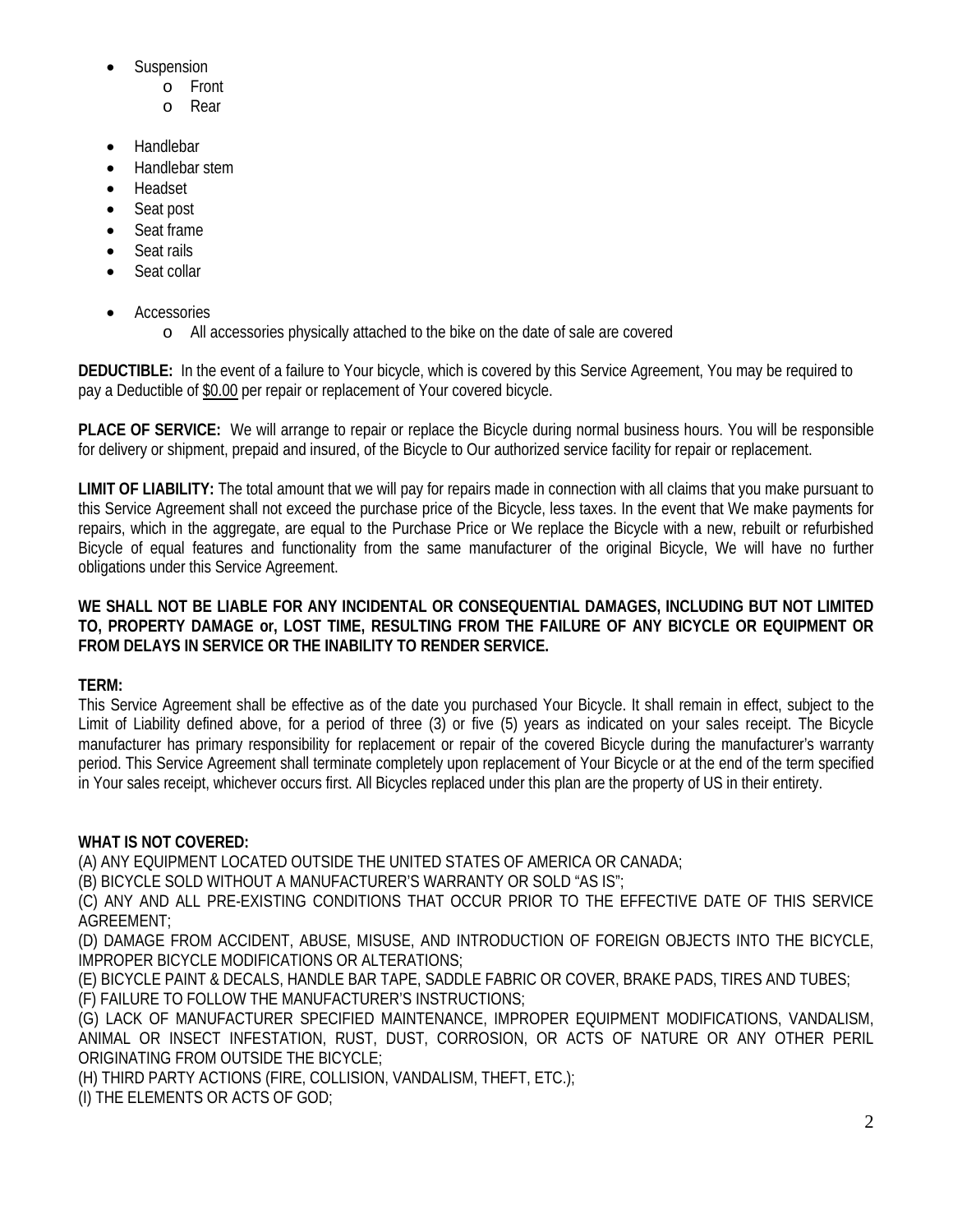- Suspension
  - Front
  - Rear
- Handlebar
- Handlebar stem
- Headset
- Seat post
- Seat frame
- Seat rails
- Seat collar
- Accessories
  - All accessories physically attached to the bike on the date of sale are covered

**DEDUCTIBLE:** In the event of a failure to Your bicycle, which is covered by this Service Agreement, You may be required to pay a Deductible of $0.00 per repair or replacement of Your covered bicycle.

**PLACE OF SERVICE:** We will arrange to repair or replace the Bicycle during normal business hours. You will be responsible for delivery or shipment, prepaid and insured, of the Bicycle to Our authorized service facility for repair or replacement.

**LIMIT OF LIABILITY:** The total amount that we will pay for repairs made in connection with all claims that you make pursuant to this Service Agreement shall not exceed the purchase price of the Bicycle, less taxes. In the event that We make payments for repairs, which in the aggregate, are equal to the Purchase Price or We replace the Bicycle with a new, rebuilt or refurbished Bicycle of equal features and functionality from the same manufacturer of the original Bicycle, We will have no further obligations under this Service Agreement.

**WE SHALL NOT BE LIABLE FOR ANY INCIDENTAL OR CONSEQUENTIAL DAMAGES, INCLUDING BUT NOT LIMITED TO, PROPERTY DAMAGE or, LOST TIME, RESULTING FROM THE FAILURE OF ANY BICYCLE OR EQUIPMENT OR FROM DELAYS IN SERVICE OR THE INABILITY TO RENDER SERVICE.**

**TERM:**
This Service Agreement shall be effective as of the date you purchased Your Bicycle. It shall remain in effect, subject to the Limit of Liability defined above, for a period of three (3) or five (5) years as indicated on your sales receipt. The Bicycle manufacturer has primary responsibility for replacement or repair of the covered Bicycle during the manufacturer's warranty period. This Service Agreement shall terminate completely upon replacement of Your Bicycle or at the end of the term specified in Your sales receipt, whichever occurs first. All Bicycles replaced under this plan are the property of US in their entirety.

**WHAT IS NOT COVERED:**
(A) ANY EQUIPMENT LOCATED OUTSIDE THE UNITED STATES OF AMERICA OR CANADA;
(B) BICYCLE SOLD WITHOUT A MANUFACTURER'S WARRANTY OR SOLD "AS IS";
(C) ANY AND ALL PRE-EXISTING CONDITIONS THAT OCCUR PRIOR TO THE EFFECTIVE DATE OF THIS SERVICE AGREEMENT;
(D) DAMAGE FROM ACCIDENT, ABUSE, MISUSE, AND INTRODUCTION OF FOREIGN OBJECTS INTO THE BICYCLE, IMPROPER BICYCLE MODIFICATIONS OR ALTERATIONS;
(E) BICYCLE PAINT & DECALS, HANDLE BAR TAPE, SADDLE FABRIC OR COVER, BRAKE PADS, TIRES AND TUBES;
(F) FAILURE TO FOLLOW THE MANUFACTURER'S INSTRUCTIONS;
(G) LACK OF MANUFACTURER SPECIFIED MAINTENANCE, IMPROPER EQUIPMENT MODIFICATIONS, VANDALISM, ANIMAL OR INSECT INFESTATION, RUST, DUST, CORROSION, OR ACTS OF NATURE OR ANY OTHER PERIL ORIGINATING FROM OUTSIDE THE BICYCLE;
(H) THIRD PARTY ACTIONS (FIRE, COLLISION, VANDALISM, THEFT, ETC.);
(I) THE ELEMENTS OR ACTS OF GOD;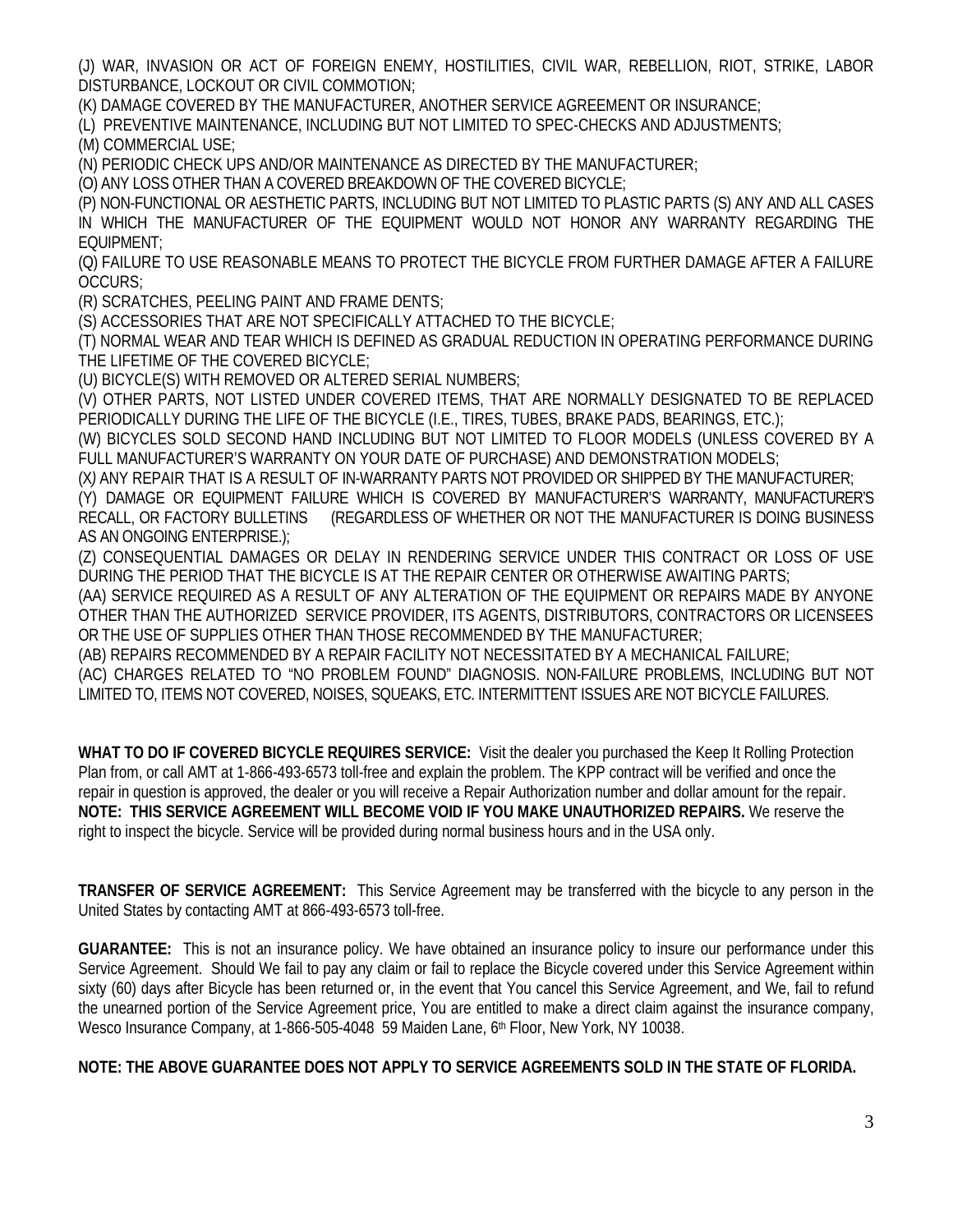(J) WAR, INVASION OR ACT OF FOREIGN ENEMY, HOSTILITIES, CIVIL WAR, REBELLION, RIOT, STRIKE, LABOR DISTURBANCE, LOCKOUT OR CIVIL COMMOTION;

(K) DAMAGE COVERED BY THE MANUFACTURER, ANOTHER SERVICE AGREEMENT OR INSURANCE;

(L) PREVENTIVE MAINTENANCE, INCLUDING BUT NOT LIMITED TO SPEC-CHECKS AND ADJUSTMENTS;

(M) COMMERCIAL USE;

(N) PERIODIC CHECK UPS AND/OR MAINTENANCE AS DIRECTED BY THE MANUFACTURER;

(O) ANY LOSS OTHER THAN A COVERED BREAKDOWN OF THE COVERED BICYCLE;

(P) NON-FUNCTIONAL OR AESTHETIC PARTS, INCLUDING BUT NOT LIMITED TO PLASTIC PARTS (S) ANY AND ALL CASES IN WHICH THE MANUFACTURER OF THE EQUIPMENT WOULD NOT HONOR ANY WARRANTY REGARDING THE EQUIPMENT;

(Q) FAILURE TO USE REASONABLE MEANS TO PROTECT THE BICYCLE FROM FURTHER DAMAGE AFTER A FAILURE OCCURS;

(R) SCRATCHES, PEELING PAINT AND FRAME DENTS;

(S) ACCESSORIES THAT ARE NOT SPECIFICALLY ATTACHED TO THE BICYCLE;

(T) NORMAL WEAR AND TEAR WHICH IS DEFINED AS GRADUAL REDUCTION IN OPERATING PERFORMANCE DURING THE LIFETIME OF THE COVERED BICYCLE;

(U) BICYCLE(S) WITH REMOVED OR ALTERED SERIAL NUMBERS;

(V) OTHER PARTS, NOT LISTED UNDER COVERED ITEMS, THAT ARE NORMALLY DESIGNATED TO BE REPLACED PERIODICALLY DURING THE LIFE OF THE BICYCLE (I.E., TIRES, TUBES, BRAKE PADS, BEARINGS, ETC.);

(W) BICYCLES SOLD SECOND HAND INCLUDING BUT NOT LIMITED TO FLOOR MODELS (UNLESS COVERED BY A FULL MANUFACTURER'S WARRANTY ON YOUR DATE OF PURCHASE) AND DEMONSTRATION MODELS;

(X) ANY REPAIR THAT IS A RESULT OF IN-WARRANTY PARTS NOT PROVIDED OR SHIPPED BY THE MANUFACTURER;

(Y) DAMAGE OR EQUIPMENT FAILURE WHICH IS COVERED BY MANUFACTURER'S WARRANTY, MANUFACTURER'S RECALL, OR FACTORY BULLETINS (REGARDLESS OF WHETHER OR NOT THE MANUFACTURER IS DOING BUSINESS AS AN ONGOING ENTERPRISE.);

(Z) CONSEQUENTIAL DAMAGES OR DELAY IN RENDERING SERVICE UNDER THIS CONTRACT OR LOSS OF USE DURING THE PERIOD THAT THE BICYCLE IS AT THE REPAIR CENTER OR OTHERWISE AWAITING PARTS;

(AA) SERVICE REQUIRED AS A RESULT OF ANY ALTERATION OF THE EQUIPMENT OR REPAIRS MADE BY ANYONE OTHER THAN THE AUTHORIZED SERVICE PROVIDER, ITS AGENTS, DISTRIBUTORS, CONTRACTORS OR LICENSEES OR THE USE OF SUPPLIES OTHER THAN THOSE RECOMMENDED BY THE MANUFACTURER;

(AB) REPAIRS RECOMMENDED BY A REPAIR FACILITY NOT NECESSITATED BY A MECHANICAL FAILURE;

(AC) CHARGES RELATED TO "NO PROBLEM FOUND" DIAGNOSIS. NON-FAILURE PROBLEMS, INCLUDING BUT NOT LIMITED TO, ITEMS NOT COVERED, NOISES, SQUEAKS, ETC. INTERMITTENT ISSUES ARE NOT BICYCLE FAILURES.

**WHAT TO DO IF COVERED BICYCLE REQUIRES SERVICE:** Visit the dealer you purchased the Keep It Rolling Protection Plan from, or call AMT at 1-866-493-6573 toll-free and explain the problem. The KPP contract will be verified and once the repair in question is approved, the dealer or you will receive a Repair Authorization number and dollar amount for the repair. **NOTE: THIS SERVICE AGREEMENT WILL BECOME VOID IF YOU MAKE UNAUTHORIZED REPAIRS.** We reserve the right to inspect the bicycle. Service will be provided during normal business hours and in the USA only.

**TRANSFER OF SERVICE AGREEMENT:** This Service Agreement may be transferred with the bicycle to any person in the United States by contacting AMT at 866-493-6573 toll-free.

**GUARANTEE:** This is not an insurance policy. We have obtained an insurance policy to insure our performance under this Service Agreement. Should We fail to pay any claim or fail to replace the Bicycle covered under this Service Agreement within sixty (60) days after Bicycle has been returned or, in the event that You cancel this Service Agreement, and We, fail to refund the unearned portion of the Service Agreement price, You are entitled to make a direct claim against the insurance company, Wesco Insurance Company, at 1-866-505-4048 59 Maiden Lane, 6th Floor, New York, NY 10038.

**NOTE: THE ABOVE GUARANTEE DOES NOT APPLY TO SERVICE AGREEMENTS SOLD IN THE STATE OF FLORIDA.**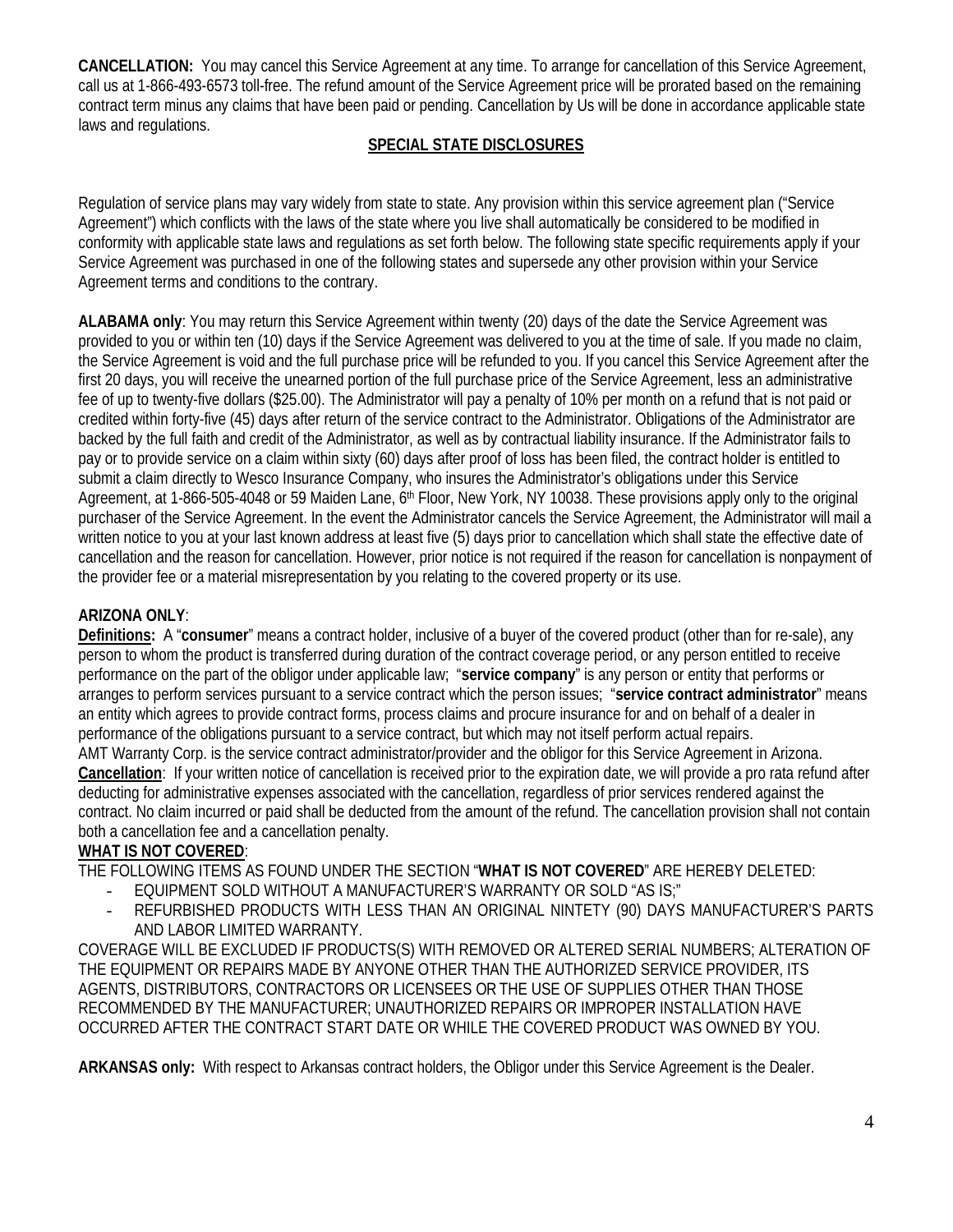**CANCELLATION:** You may cancel this Service Agreement at any time. To arrange for cancellation of this Service Agreement, call us at 1-866-493-6573 toll-free. The refund amount of the Service Agreement price will be prorated based on the remaining contract term minus any claims that have been paid or pending. Cancellation by Us will be done in accordance applicable state laws and regulations.

## SPECIAL STATE DISCLOSURES

Regulation of service plans may vary widely from state to state. Any provision within this service agreement plan ("Service Agreement") which conflicts with the laws of the state where you live shall automatically be considered to be modified in conformity with applicable state laws and regulations as set forth below. The following state specific requirements apply if your Service Agreement was purchased in one of the following states and supersede any other provision within your Service Agreement terms and conditions to the contrary.

**ALABAMA only**: You may return this Service Agreement within twenty (20) days of the date the Service Agreement was provided to you or within ten (10) days if the Service Agreement was delivered to you at the time of sale. If you made no claim, the Service Agreement is void and the full purchase price will be refunded to you. If you cancel this Service Agreement after the first 20 days, you will receive the unearned portion of the full purchase price of the Service Agreement, less an administrative fee of up to twenty-five dollars ($25.00). The Administrator will pay a penalty of 10% per month on a refund that is not paid or credited within forty-five (45) days after return of the service contract to the Administrator. Obligations of the Administrator are backed by the full faith and credit of the Administrator, as well as by contractual liability insurance. If the Administrator fails to pay or to provide service on a claim within sixty (60) days after proof of loss has been filed, the contract holder is entitled to submit a claim directly to Wesco Insurance Company, who insures the Administrator's obligations under this Service Agreement, at 1-866-505-4048 or 59 Maiden Lane, 6th Floor, New York, NY 10038. These provisions apply only to the original purchaser of the Service Agreement. In the event the Administrator cancels the Service Agreement, the Administrator will mail a written notice to you at your last known address at least five (5) days prior to cancellation which shall state the effective date of cancellation and the reason for cancellation. However, prior notice is not required if the reason for cancellation is nonpayment of the provider fee or a material misrepresentation by you relating to the covered property or its use.

**ARIZONA ONLY**:

**Definitions:** A "**consumer**" means a contract holder, inclusive of a buyer of the covered product (other than for re-sale), any person to whom the product is transferred during duration of the contract coverage period, or any person entitled to receive performance on the part of the obligor under applicable law; "**service company**" is any person or entity that performs or arranges to perform services pursuant to a service contract which the person issues; "**service contract administrator**" means an entity which agrees to provide contract forms, process claims and procure insurance for and on behalf of a dealer in performance of the obligations pursuant to a service contract, but which may not itself perform actual repairs.

AMT Warranty Corp. is the service contract administrator/provider and the obligor for this Service Agreement in Arizona.

**Cancellation**: If your written notice of cancellation is received prior to the expiration date, we will provide a pro rata refund after deducting for administrative expenses associated with the cancellation, regardless of prior services rendered against the contract. No claim incurred or paid shall be deducted from the amount of the refund. The cancellation provision shall not contain both a cancellation fee and a cancellation penalty.

**WHAT IS NOT COVERED**:

THE FOLLOWING ITEMS AS FOUND UNDER THE SECTION "**WHAT IS NOT COVERED**" ARE HEREBY DELETED:

- EQUIPMENT SOLD WITHOUT A MANUFACTURER'S WARRANTY OR SOLD "AS IS;"
- REFURBISHED PRODUCTS WITH LESS THAN AN ORIGINAL NINTETY (90) DAYS MANUFACTURER'S PARTS AND LABOR LIMITED WARRANTY.

COVERAGE WILL BE EXCLUDED IF PRODUCTS(S) WITH REMOVED OR ALTERED SERIAL NUMBERS; ALTERATION OF THE EQUIPMENT OR REPAIRS MADE BY ANYONE OTHER THAN THE AUTHORIZED SERVICE PROVIDER, ITS AGENTS, DISTRIBUTORS, CONTRACTORS OR LICENSEES OR THE USE OF SUPPLIES OTHER THAN THOSE RECOMMENDED BY THE MANUFACTURER; UNAUTHORIZED REPAIRS OR IMPROPER INSTALLATION HAVE OCCURRED AFTER THE CONTRACT START DATE OR WHILE THE COVERED PRODUCT WAS OWNED BY YOU.

**ARKANSAS only:** With respect to Arkansas contract holders, the Obligor under this Service Agreement is the Dealer.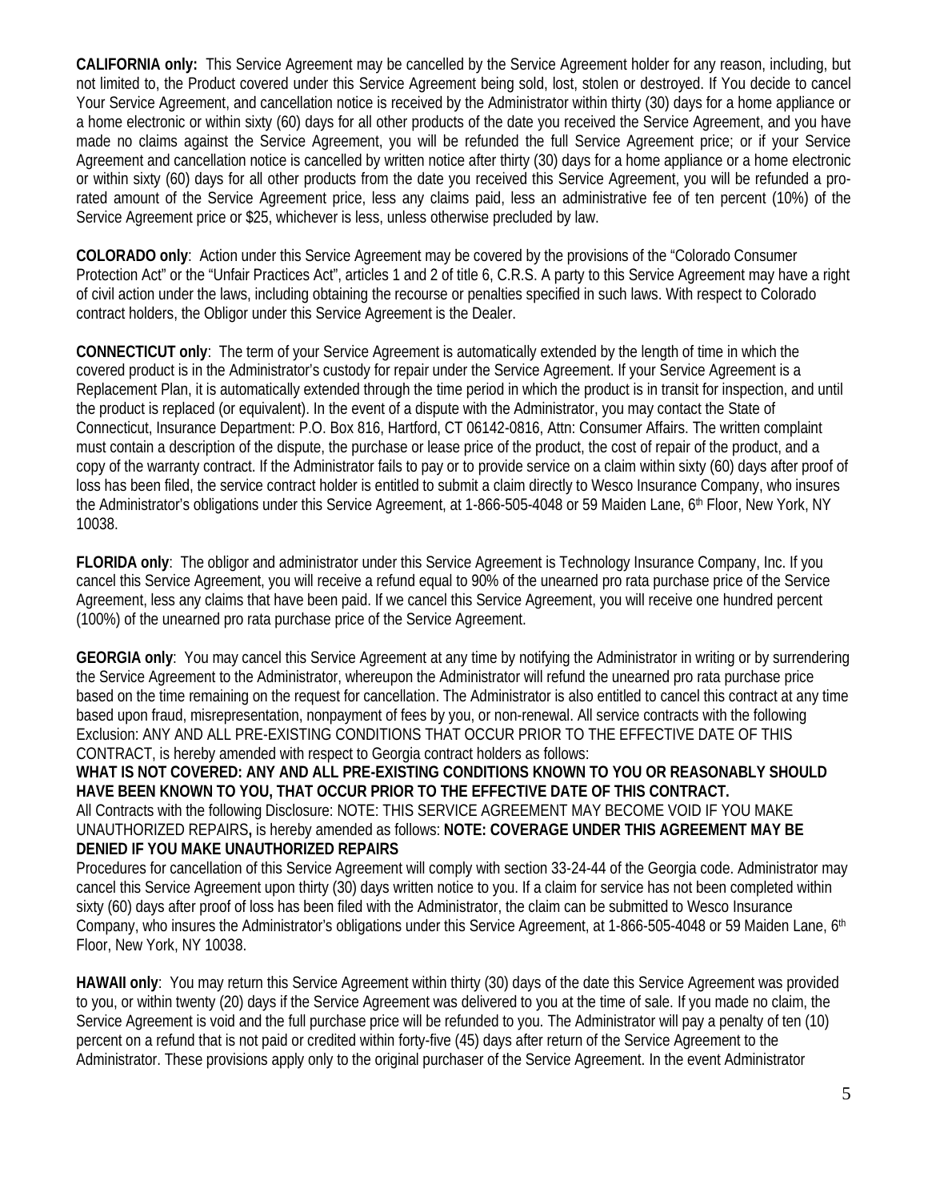**CALIFORNIA only:** This Service Agreement may be cancelled by the Service Agreement holder for any reason, including, but not limited to, the Product covered under this Service Agreement being sold, lost, stolen or destroyed. If You decide to cancel Your Service Agreement, and cancellation notice is received by the Administrator within thirty (30) days for a home appliance or a home electronic or within sixty (60) days for all other products of the date you received the Service Agreement, and you have made no claims against the Service Agreement, you will be refunded the full Service Agreement price; or if your Service Agreement and cancellation notice is cancelled by written notice after thirty (30) days for a home appliance or a home electronic or within sixty (60) days for all other products from the date you received this Service Agreement, you will be refunded a pro-rated amount of the Service Agreement price, less any claims paid, less an administrative fee of ten percent (10%) of the Service Agreement price or $25, whichever is less, unless otherwise precluded by law.

**COLORADO only**: Action under this Service Agreement may be covered by the provisions of the "Colorado Consumer Protection Act" or the "Unfair Practices Act", articles 1 and 2 of title 6, C.R.S. A party to this Service Agreement may have a right of civil action under the laws, including obtaining the recourse or penalties specified in such laws. With respect to Colorado contract holders, the Obligor under this Service Agreement is the Dealer.

**CONNECTICUT only**: The term of your Service Agreement is automatically extended by the length of time in which the covered product is in the Administrator's custody for repair under the Service Agreement. If your Service Agreement is a Replacement Plan, it is automatically extended through the time period in which the product is in transit for inspection, and until the product is replaced (or equivalent). In the event of a dispute with the Administrator, you may contact the State of Connecticut, Insurance Department: P.O. Box 816, Hartford, CT 06142-0816, Attn: Consumer Affairs. The written complaint must contain a description of the dispute, the purchase or lease price of the product, the cost of repair of the product, and a copy of the warranty contract. If the Administrator fails to pay or to provide service on a claim within sixty (60) days after proof of loss has been filed, the service contract holder is entitled to submit a claim directly to Wesco Insurance Company, who insures the Administrator's obligations under this Service Agreement, at 1-866-505-4048 or 59 Maiden Lane, 6th Floor, New York, NY 10038.

**FLORIDA only**: The obligor and administrator under this Service Agreement is Technology Insurance Company, Inc. If you cancel this Service Agreement, you will receive a refund equal to 90% of the unearned pro rata purchase price of the Service Agreement, less any claims that have been paid. If we cancel this Service Agreement, you will receive one hundred percent (100%) of the unearned pro rata purchase price of the Service Agreement.

**GEORGIA only**: You may cancel this Service Agreement at any time by notifying the Administrator in writing or by surrendering the Service Agreement to the Administrator, whereupon the Administrator will refund the unearned pro rata purchase price based on the time remaining on the request for cancellation. The Administrator is also entitled to cancel this contract at any time based upon fraud, misrepresentation, nonpayment of fees by you, or non-renewal. All service contracts with the following Exclusion: ANY AND ALL PRE-EXISTING CONDITIONS THAT OCCUR PRIOR TO THE EFFECTIVE DATE OF THIS CONTRACT, is hereby amended with respect to Georgia contract holders as follows:
**WHAT IS NOT COVERED: ANY AND ALL PRE-EXISTING CONDITIONS KNOWN TO YOU OR REASONABLY SHOULD HAVE BEEN KNOWN TO YOU, THAT OCCUR PRIOR TO THE EFFECTIVE DATE OF THIS CONTRACT.**
All Contracts with the following Disclosure: NOTE: THIS SERVICE AGREEMENT MAY BECOME VOID IF YOU MAKE UNAUTHORIZED REPAIRS**,** is hereby amended as follows: **NOTE: COVERAGE UNDER THIS AGREEMENT MAY BE DENIED IF YOU MAKE UNAUTHORIZED REPAIRS**
Procedures for cancellation of this Service Agreement will comply with section 33-24-44 of the Georgia code. Administrator may cancel this Service Agreement upon thirty (30) days written notice to you. If a claim for service has not been completed within sixty (60) days after proof of loss has been filed with the Administrator, the claim can be submitted to Wesco Insurance Company, who insures the Administrator's obligations under this Service Agreement, at 1-866-505-4048 or 59 Maiden Lane, 6th Floor, New York, NY 10038.

**HAWAII only**: You may return this Service Agreement within thirty (30) days of the date this Service Agreement was provided to you, or within twenty (20) days if the Service Agreement was delivered to you at the time of sale. If you made no claim, the Service Agreement is void and the full purchase price will be refunded to you. The Administrator will pay a penalty of ten (10) percent on a refund that is not paid or credited within forty-five (45) days after return of the Service Agreement to the Administrator. These provisions apply only to the original purchaser of the Service Agreement. In the event Administrator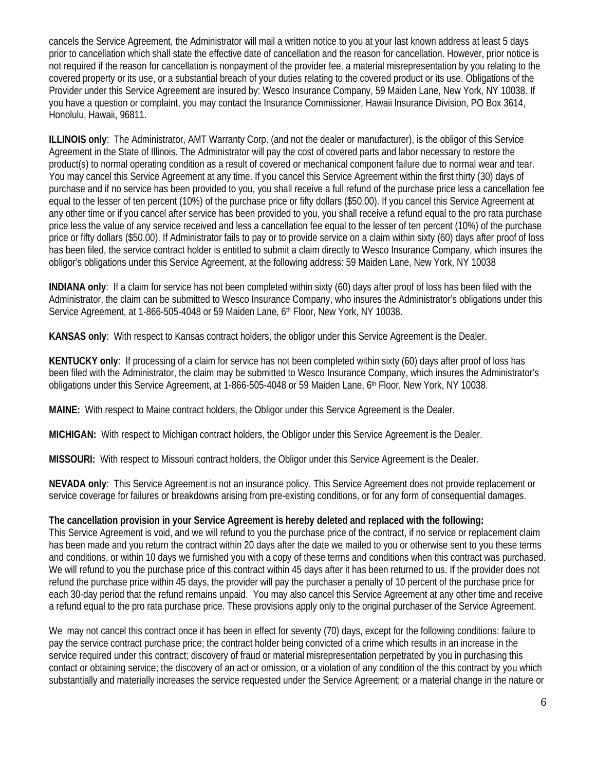cancels the Service Agreement, the Administrator will mail a written notice to you at your last known address at least 5 days prior to cancellation which shall state the effective date of cancellation and the reason for cancellation. However, prior notice is not required if the reason for cancellation is nonpayment of the provider fee, a material misrepresentation by you relating to the covered property or its use, or a substantial breach of your duties relating to the covered product or its use. Obligations of the Provider under this Service Agreement are insured by: Wesco Insurance Company, 59 Maiden Lane, New York, NY 10038. If you have a question or complaint, you may contact the Insurance Commissioner, Hawaii Insurance Division, PO Box 3614, Honolulu, Hawaii, 96811.

**ILLINOIS only**: The Administrator, AMT Warranty Corp. (and not the dealer or manufacturer), is the obligor of this Service Agreement in the State of Illinois. The Administrator will pay the cost of covered parts and labor necessary to restore the product(s) to normal operating condition as a result of covered or mechanical component failure due to normal wear and tear. You may cancel this Service Agreement at any time. If you cancel this Service Agreement within the first thirty (30) days of purchase and if no service has been provided to you, you shall receive a full refund of the purchase price less a cancellation fee equal to the lesser of ten percent (10%) of the purchase price or fifty dollars ($50.00). If you cancel this Service Agreement at any other time or if you cancel after service has been provided to you, you shall receive a refund equal to the pro rata purchase price less the value of any service received and less a cancellation fee equal to the lesser of ten percent (10%) of the purchase price or fifty dollars ($50.00). If Administrator fails to pay or to provide service on a claim within sixty (60) days after proof of loss has been filed, the service contract holder is entitled to submit a claim directly to Wesco Insurance Company, which insures the obligor's obligations under this Service Agreement, at the following address: 59 Maiden Lane, New York, NY 10038

**INDIANA only**: If a claim for service has not been completed within sixty (60) days after proof of loss has been filed with the Administrator, the claim can be submitted to Wesco Insurance Company, who insures the Administrator's obligations under this Service Agreement, at 1-866-505-4048 or 59 Maiden Lane, 6th Floor, New York, NY 10038.

**KANSAS only**: With respect to Kansas contract holders, the obligor under this Service Agreement is the Dealer.

**KENTUCKY only**: If processing of a claim for service has not been completed within sixty (60) days after proof of loss has been filed with the Administrator, the claim may be submitted to Wesco Insurance Company, which insures the Administrator's obligations under this Service Agreement, at 1-866-505-4048 or 59 Maiden Lane, 6th Floor, New York, NY 10038.

**MAINE:** With respect to Maine contract holders, the Obligor under this Service Agreement is the Dealer.

**MICHIGAN:** With respect to Michigan contract holders, the Obligor under this Service Agreement is the Dealer.

**MISSOURI:** With respect to Missouri contract holders, the Obligor under this Service Agreement is the Dealer.

**NEVADA only**: This Service Agreement is not an insurance policy. This Service Agreement does not provide replacement or service coverage for failures or breakdowns arising from pre-existing conditions, or for any form of consequential damages.

**The cancellation provision in your Service Agreement is hereby deleted and replaced with the following:**
This Service Agreement is void, and we will refund to you the purchase price of the contract, if no service or replacement claim has been made and you return the contract within 20 days after the date we mailed to you or otherwise sent to you these terms and conditions, or within 10 days we furnished you with a copy of these terms and conditions when this contract was purchased. We will refund to you the purchase price of this contract within 45 days after it has been returned to us. If the provider does not refund the purchase price within 45 days, the provider will pay the purchaser a penalty of 10 percent of the purchase price for each 30-day period that the refund remains unpaid. You may also cancel this Service Agreement at any other time and receive a refund equal to the pro rata purchase price. These provisions apply only to the original purchaser of the Service Agreement.

We may not cancel this contract once it has been in effect for seventy (70) days, except for the following conditions: failure to pay the service contract purchase price; the contract holder being convicted of a crime which results in an increase in the service required under this contract; discovery of fraud or material misrepresentation perpetrated by you in purchasing this contact or obtaining service; the discovery of an act or omission, or a violation of any condition of the this contract by you which substantially and materially increases the service requested under the Service Agreement; or a material change in the nature or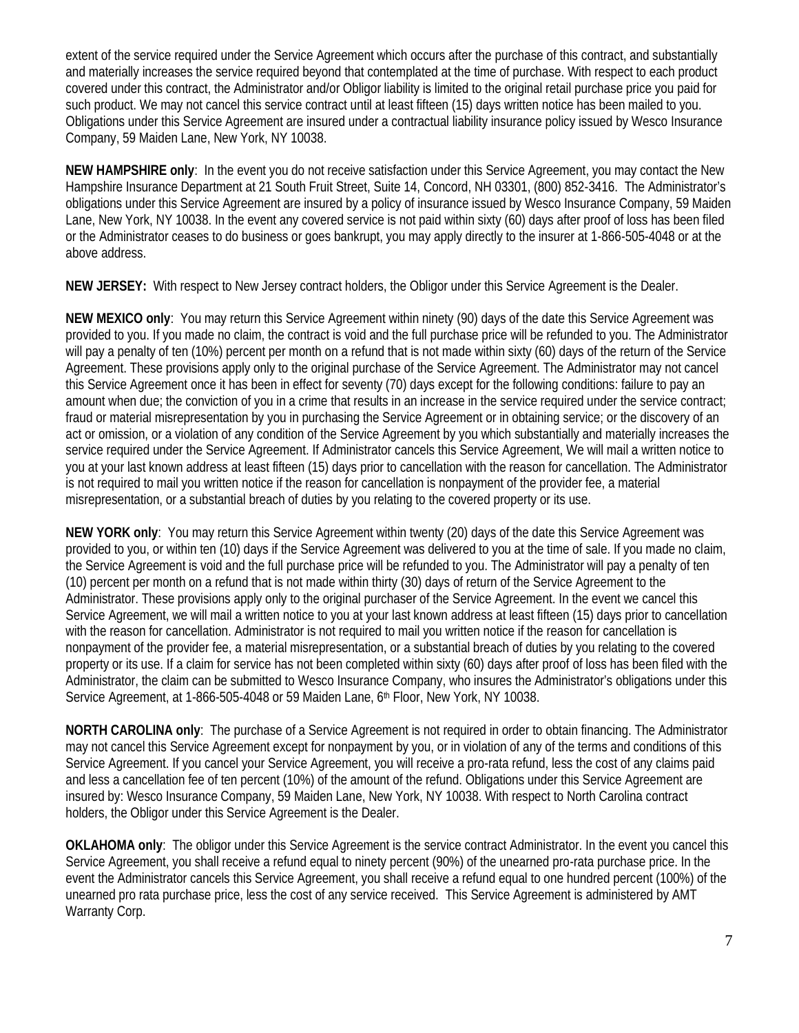extent of the service required under the Service Agreement which occurs after the purchase of this contract, and substantially and materially increases the service required beyond that contemplated at the time of purchase. With respect to each product covered under this contract, the Administrator and/or Obligor liability is limited to the original retail purchase price you paid for such product. We may not cancel this service contract until at least fifteen (15) days written notice has been mailed to you. Obligations under this Service Agreement are insured under a contractual liability insurance policy issued by Wesco Insurance Company, 59 Maiden Lane, New York, NY 10038.

**NEW HAMPSHIRE only**: In the event you do not receive satisfaction under this Service Agreement, you may contact the New Hampshire Insurance Department at 21 South Fruit Street, Suite 14, Concord, NH 03301, (800) 852-3416. The Administrator's obligations under this Service Agreement are insured by a policy of insurance issued by Wesco Insurance Company, 59 Maiden Lane, New York, NY 10038. In the event any covered service is not paid within sixty (60) days after proof of loss has been filed or the Administrator ceases to do business or goes bankrupt, you may apply directly to the insurer at 1-866-505-4048 or at the above address.

**NEW JERSEY:** With respect to New Jersey contract holders, the Obligor under this Service Agreement is the Dealer.

**NEW MEXICO only**: You may return this Service Agreement within ninety (90) days of the date this Service Agreement was provided to you. If you made no claim, the contract is void and the full purchase price will be refunded to you. The Administrator will pay a penalty of ten (10%) percent per month on a refund that is not made within sixty (60) days of the return of the Service Agreement. These provisions apply only to the original purchase of the Service Agreement. The Administrator may not cancel this Service Agreement once it has been in effect for seventy (70) days except for the following conditions: failure to pay an amount when due; the conviction of you in a crime that results in an increase in the service required under the service contract; fraud or material misrepresentation by you in purchasing the Service Agreement or in obtaining service; or the discovery of an act or omission, or a violation of any condition of the Service Agreement by you which substantially and materially increases the service required under the Service Agreement. If Administrator cancels this Service Agreement, We will mail a written notice to you at your last known address at least fifteen (15) days prior to cancellation with the reason for cancellation. The Administrator is not required to mail you written notice if the reason for cancellation is nonpayment of the provider fee, a material misrepresentation, or a substantial breach of duties by you relating to the covered property or its use.

**NEW YORK only**: You may return this Service Agreement within twenty (20) days of the date this Service Agreement was provided to you, or within ten (10) days if the Service Agreement was delivered to you at the time of sale. If you made no claim, the Service Agreement is void and the full purchase price will be refunded to you. The Administrator will pay a penalty of ten (10) percent per month on a refund that is not made within thirty (30) days of return of the Service Agreement to the Administrator. These provisions apply only to the original purchaser of the Service Agreement. In the event we cancel this Service Agreement, we will mail a written notice to you at your last known address at least fifteen (15) days prior to cancellation with the reason for cancellation. Administrator is not required to mail you written notice if the reason for cancellation is nonpayment of the provider fee, a material misrepresentation, or a substantial breach of duties by you relating to the covered property or its use. If a claim for service has not been completed within sixty (60) days after proof of loss has been filed with the Administrator, the claim can be submitted to Wesco Insurance Company, who insures the Administrator's obligations under this Service Agreement, at 1-866-505-4048 or 59 Maiden Lane, 6th Floor, New York, NY 10038.

**NORTH CAROLINA only**: The purchase of a Service Agreement is not required in order to obtain financing. The Administrator may not cancel this Service Agreement except for nonpayment by you, or in violation of any of the terms and conditions of this Service Agreement. If you cancel your Service Agreement, you will receive a pro-rata refund, less the cost of any claims paid and less a cancellation fee of ten percent (10%) of the amount of the refund. Obligations under this Service Agreement are insured by: Wesco Insurance Company, 59 Maiden Lane, New York, NY 10038. With respect to North Carolina contract holders, the Obligor under this Service Agreement is the Dealer.

**OKLAHOMA only**: The obligor under this Service Agreement is the service contract Administrator. In the event you cancel this Service Agreement, you shall receive a refund equal to ninety percent (90%) of the unearned pro-rata purchase price. In the event the Administrator cancels this Service Agreement, you shall receive a refund equal to one hundred percent (100%) of the unearned pro rata purchase price, less the cost of any service received. This Service Agreement is administered by AMT Warranty Corp.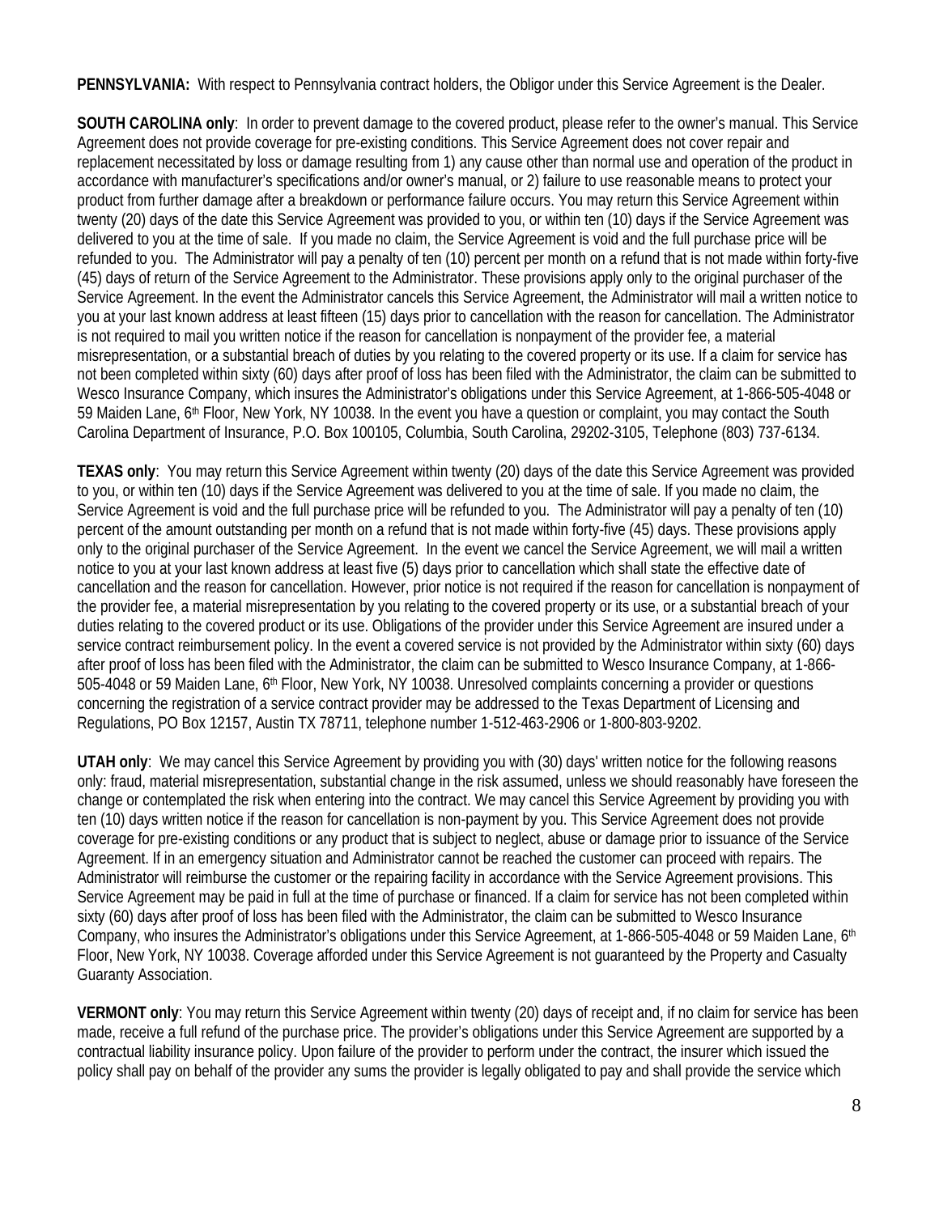**PENNSYLVANIA:** With respect to Pennsylvania contract holders, the Obligor under this Service Agreement is the Dealer.

**SOUTH CAROLINA only**: In order to prevent damage to the covered product, please refer to the owner's manual. This Service Agreement does not provide coverage for pre-existing conditions. This Service Agreement does not cover repair and replacement necessitated by loss or damage resulting from 1) any cause other than normal use and operation of the product in accordance with manufacturer's specifications and/or owner's manual, or 2) failure to use reasonable means to protect your product from further damage after a breakdown or performance failure occurs. You may return this Service Agreement within twenty (20) days of the date this Service Agreement was provided to you, or within ten (10) days if the Service Agreement was delivered to you at the time of sale. If you made no claim, the Service Agreement is void and the full purchase price will be refunded to you. The Administrator will pay a penalty of ten (10) percent per month on a refund that is not made within forty-five (45) days of return of the Service Agreement to the Administrator. These provisions apply only to the original purchaser of the Service Agreement. In the event the Administrator cancels this Service Agreement, the Administrator will mail a written notice to you at your last known address at least fifteen (15) days prior to cancellation with the reason for cancellation. The Administrator is not required to mail you written notice if the reason for cancellation is nonpayment of the provider fee, a material misrepresentation, or a substantial breach of duties by you relating to the covered property or its use. If a claim for service has not been completed within sixty (60) days after proof of loss has been filed with the Administrator, the claim can be submitted to Wesco Insurance Company, which insures the Administrator's obligations under this Service Agreement, at 1-866-505-4048 or 59 Maiden Lane, 6th Floor, New York, NY 10038. In the event you have a question or complaint, you may contact the South Carolina Department of Insurance, P.O. Box 100105, Columbia, South Carolina, 29202-3105, Telephone (803) 737-6134.

**TEXAS only**: You may return this Service Agreement within twenty (20) days of the date this Service Agreement was provided to you, or within ten (10) days if the Service Agreement was delivered to you at the time of sale. If you made no claim, the Service Agreement is void and the full purchase price will be refunded to you. The Administrator will pay a penalty of ten (10) percent of the amount outstanding per month on a refund that is not made within forty-five (45) days. These provisions apply only to the original purchaser of the Service Agreement. In the event we cancel the Service Agreement, we will mail a written notice to you at your last known address at least five (5) days prior to cancellation which shall state the effective date of cancellation and the reason for cancellation. However, prior notice is not required if the reason for cancellation is nonpayment of the provider fee, a material misrepresentation by you relating to the covered property or its use, or a substantial breach of your duties relating to the covered product or its use. Obligations of the provider under this Service Agreement are insured under a service contract reimbursement policy. In the event a covered service is not provided by the Administrator within sixty (60) days after proof of loss has been filed with the Administrator, the claim can be submitted to Wesco Insurance Company, at 1-866-505-4048 or 59 Maiden Lane, 6th Floor, New York, NY 10038. Unresolved complaints concerning a provider or questions concerning the registration of a service contract provider may be addressed to the Texas Department of Licensing and Regulations, PO Box 12157, Austin TX 78711, telephone number 1-512-463-2906 or 1-800-803-9202.

**UTAH only**: We may cancel this Service Agreement by providing you with (30) days' written notice for the following reasons only: fraud, material misrepresentation, substantial change in the risk assumed, unless we should reasonably have foreseen the change or contemplated the risk when entering into the contract. We may cancel this Service Agreement by providing you with ten (10) days written notice if the reason for cancellation is non-payment by you. This Service Agreement does not provide coverage for pre-existing conditions or any product that is subject to neglect, abuse or damage prior to issuance of the Service Agreement. If in an emergency situation and Administrator cannot be reached the customer can proceed with repairs. The Administrator will reimburse the customer or the repairing facility in accordance with the Service Agreement provisions. This Service Agreement may be paid in full at the time of purchase or financed. If a claim for service has not been completed within sixty (60) days after proof of loss has been filed with the Administrator, the claim can be submitted to Wesco Insurance Company, who insures the Administrator's obligations under this Service Agreement, at 1-866-505-4048 or 59 Maiden Lane, 6th Floor, New York, NY 10038. Coverage afforded under this Service Agreement is not guaranteed by the Property and Casualty Guaranty Association.

**VERMONT only**: You may return this Service Agreement within twenty (20) days of receipt and, if no claim for service has been made, receive a full refund of the purchase price. The provider's obligations under this Service Agreement are supported by a contractual liability insurance policy. Upon failure of the provider to perform under the contract, the insurer which issued the policy shall pay on behalf of the provider any sums the provider is legally obligated to pay and shall provide the service which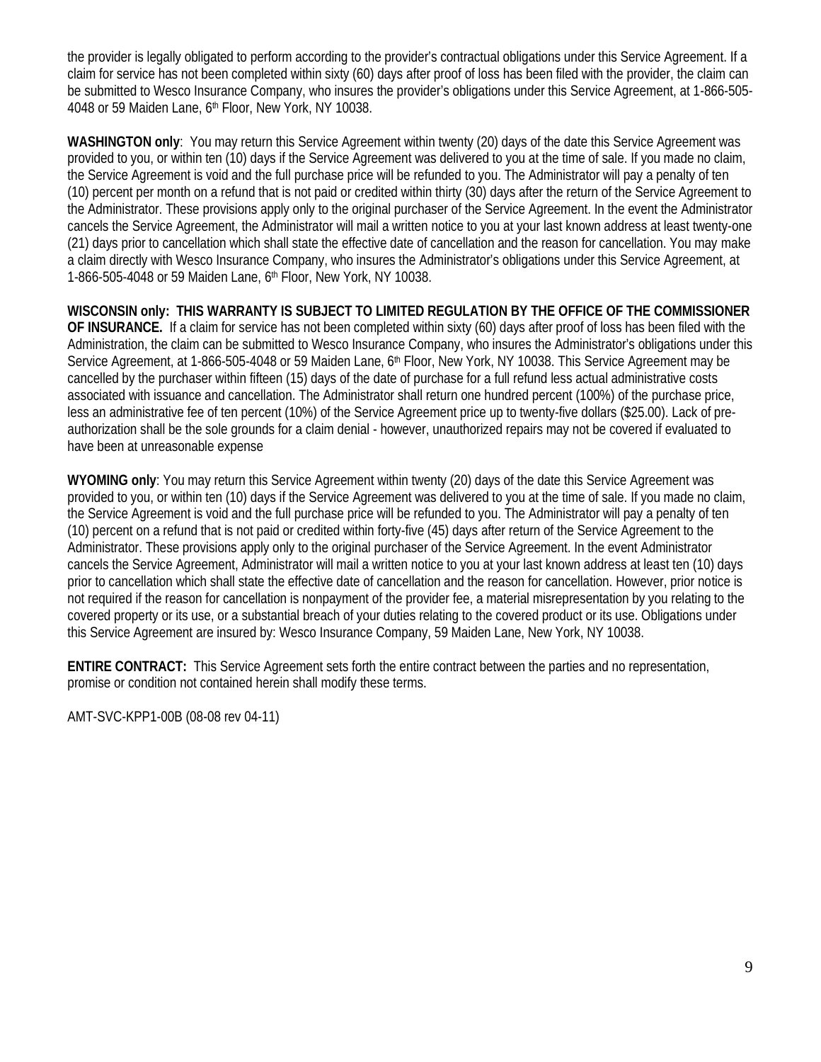the provider is legally obligated to perform according to the provider's contractual obligations under this Service Agreement. If a claim for service has not been completed within sixty (60) days after proof of loss has been filed with the provider, the claim can be submitted to Wesco Insurance Company, who insures the provider's obligations under this Service Agreement, at 1-866-505-4048 or 59 Maiden Lane, 6th Floor, New York, NY 10038.

**WASHINGTON only**: You may return this Service Agreement within twenty (20) days of the date this Service Agreement was provided to you, or within ten (10) days if the Service Agreement was delivered to you at the time of sale. If you made no claim, the Service Agreement is void and the full purchase price will be refunded to you. The Administrator will pay a penalty of ten (10) percent per month on a refund that is not paid or credited within thirty (30) days after the return of the Service Agreement to the Administrator. These provisions apply only to the original purchaser of the Service Agreement. In the event the Administrator cancels the Service Agreement, the Administrator will mail a written notice to you at your last known address at least twenty-one (21) days prior to cancellation which shall state the effective date of cancellation and the reason for cancellation. You may make a claim directly with Wesco Insurance Company, who insures the Administrator's obligations under this Service Agreement, at 1-866-505-4048 or 59 Maiden Lane, 6th Floor, New York, NY 10038.

**WISCONSIN only: THIS WARRANTY IS SUBJECT TO LIMITED REGULATION BY THE OFFICE OF THE COMMISSIONER OF INSURANCE.** If a claim for service has not been completed within sixty (60) days after proof of loss has been filed with the Administration, the claim can be submitted to Wesco Insurance Company, who insures the Administrator's obligations under this Service Agreement, at 1-866-505-4048 or 59 Maiden Lane, 6th Floor, New York, NY 10038. This Service Agreement may be cancelled by the purchaser within fifteen (15) days of the date of purchase for a full refund less actual administrative costs associated with issuance and cancellation. The Administrator shall return one hundred percent (100%) of the purchase price, less an administrative fee of ten percent (10%) of the Service Agreement price up to twenty-five dollars ($25.00). Lack of pre-authorization shall be the sole grounds for a claim denial - however, unauthorized repairs may not be covered if evaluated to have been at unreasonable expense

**WYOMING only**: You may return this Service Agreement within twenty (20) days of the date this Service Agreement was provided to you, or within ten (10) days if the Service Agreement was delivered to you at the time of sale. If you made no claim, the Service Agreement is void and the full purchase price will be refunded to you. The Administrator will pay a penalty of ten (10) percent on a refund that is not paid or credited within forty-five (45) days after return of the Service Agreement to the Administrator. These provisions apply only to the original purchaser of the Service Agreement. In the event Administrator cancels the Service Agreement, Administrator will mail a written notice to you at your last known address at least ten (10) days prior to cancellation which shall state the effective date of cancellation and the reason for cancellation. However, prior notice is not required if the reason for cancellation is nonpayment of the provider fee, a material misrepresentation by you relating to the covered property or its use, or a substantial breach of your duties relating to the covered product or its use. Obligations under this Service Agreement are insured by: Wesco Insurance Company, 59 Maiden Lane, New York, NY 10038.

**ENTIRE CONTRACT:** This Service Agreement sets forth the entire contract between the parties and no representation, promise or condition not contained herein shall modify these terms.

AMT-SVC-KPP1-00B (08-08 rev 04-11)